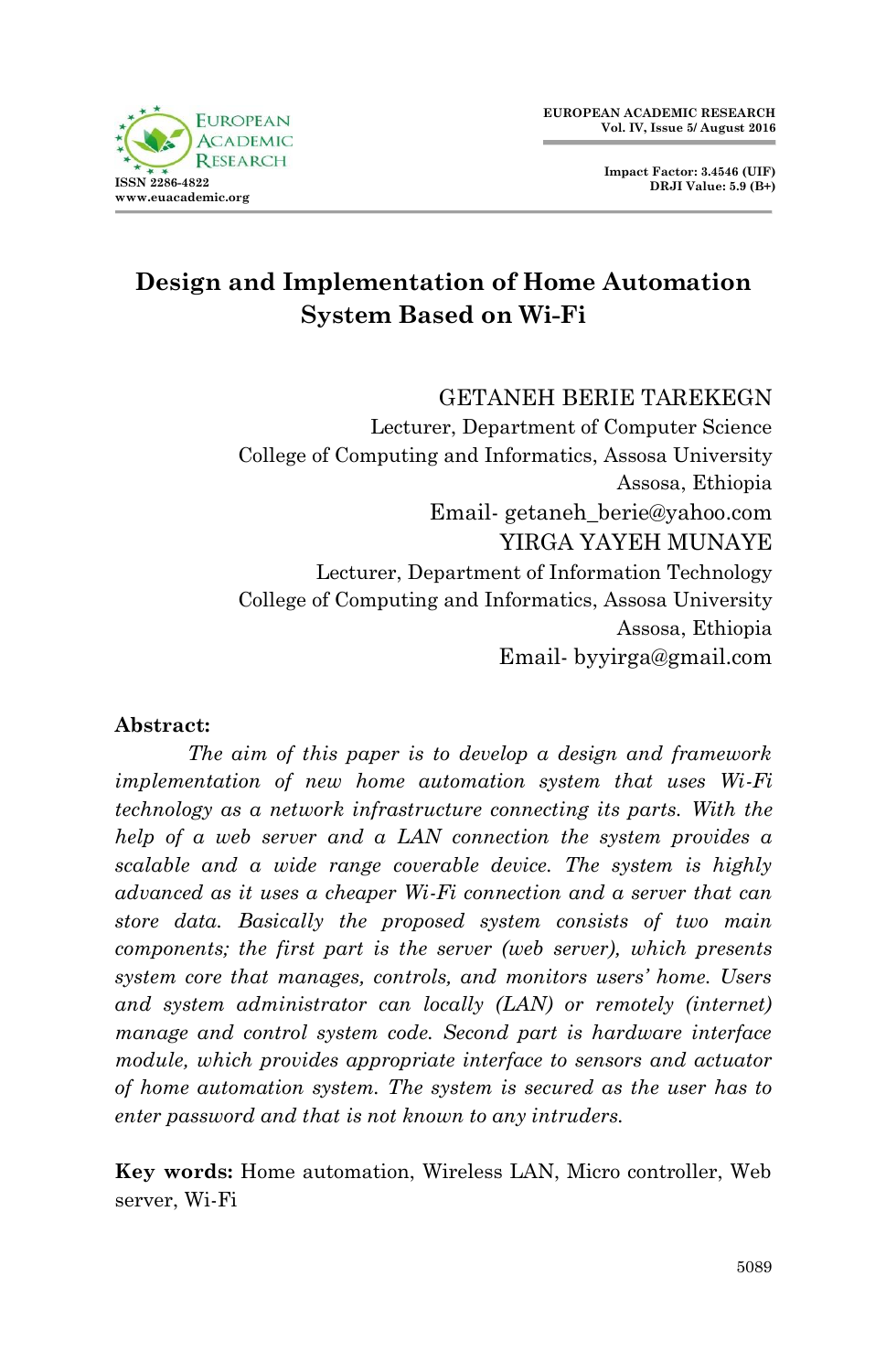# Design and Implementation of Home Automation System Based on Wi-Fi

GETANEH BERIE TAREKEGN
Lecturer, Department of Computer Science
College of Computing and Informatics, Assosa University
Assosa, Ethiopia
Email- getaneh_berie@yahoo.com

YIRGA YAYEH MUNAYE
Lecturer, Department of Information Technology
College of Computing and Informatics, Assosa University
Assosa, Ethiopia
Email- byyirga@gmail.com

**Abstract:**

*The aim of this paper is to develop a design and framework implementation of new home automation system that uses Wi-Fi technology as a network infrastructure connecting its parts. With the help of a web server and a LAN connection the system provides a scalable and a wide range coverable device. The system is highly advanced as it uses a cheaper Wi-Fi connection and a server that can store data. Basically the proposed system consists of two main components; the first part is the server (web server), which presents system core that manages, controls, and monitors users' home. Users and system administrator can locally (LAN) or remotely (internet) manage and control system code. Second part is hardware interface module, which provides appropriate interface to sensors and actuator of home automation system. The system is secured as the user has to enter password and that is not known to any intruders.*

**Key words:** Home automation, Wireless LAN, Micro controller, Web server, Wi-Fi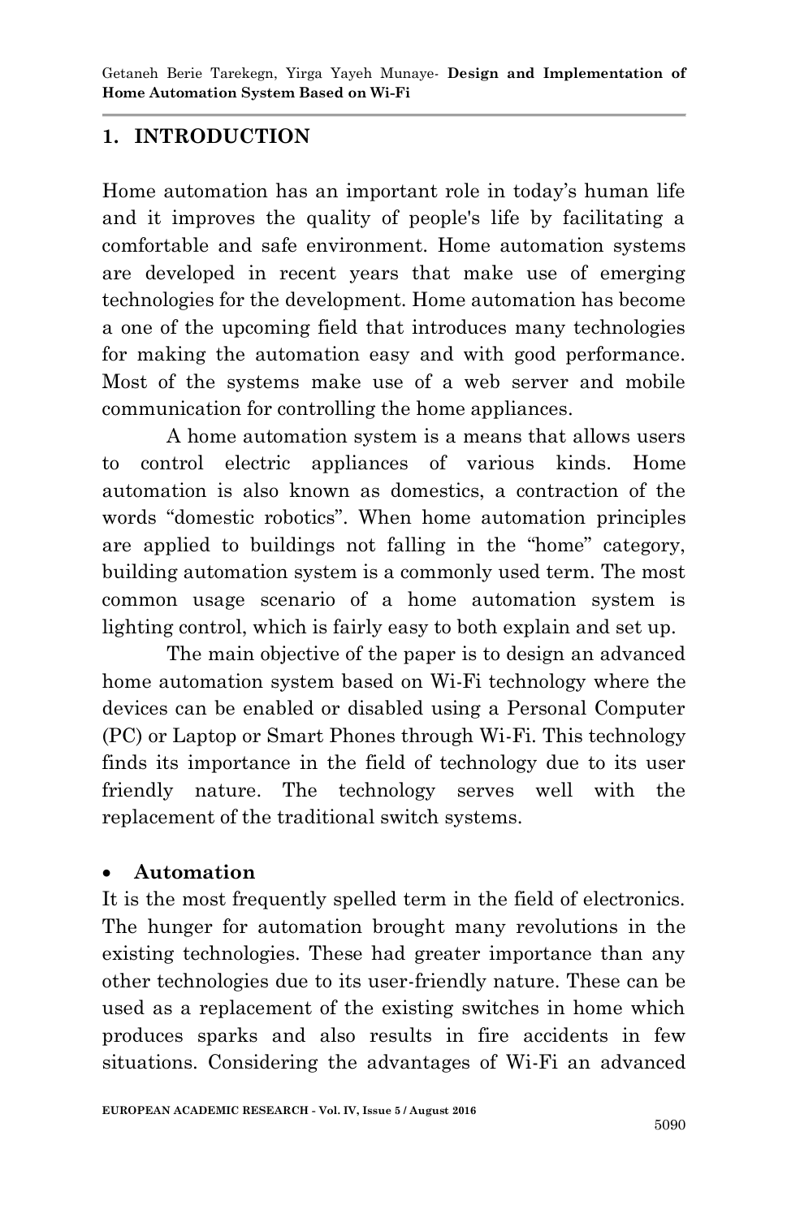## 1. INTRODUCTION

Home automation has an important role in today's human life and it improves the quality of people's life by facilitating a comfortable and safe environment. Home automation systems are developed in recent years that make use of emerging technologies for the development. Home automation has become a one of the upcoming field that introduces many technologies for making the automation easy and with good performance. Most of the systems make use of a web server and mobile communication for controlling the home appliances.

A home automation system is a means that allows users to control electric appliances of various kinds. Home automation is also known as domestics, a contraction of the words "domestic robotics". When home automation principles are applied to buildings not falling in the "home" category, building automation system is a commonly used term. The most common usage scenario of a home automation system is lighting control, which is fairly easy to both explain and set up.

The main objective of the paper is to design an advanced home automation system based on Wi-Fi technology where the devices can be enabled or disabled using a Personal Computer (PC) or Laptop or Smart Phones through Wi-Fi. This technology finds its importance in the field of technology due to its user friendly nature. The technology serves well with the replacement of the traditional switch systems.

- **Automation**

It is the most frequently spelled term in the field of electronics. The hunger for automation brought many revolutions in the existing technologies. These had greater importance than any other technologies due to its user-friendly nature. These can be used as a replacement of the existing switches in home which produces sparks and also results in fire accidents in few situations. Considering the advantages of Wi-Fi an advanced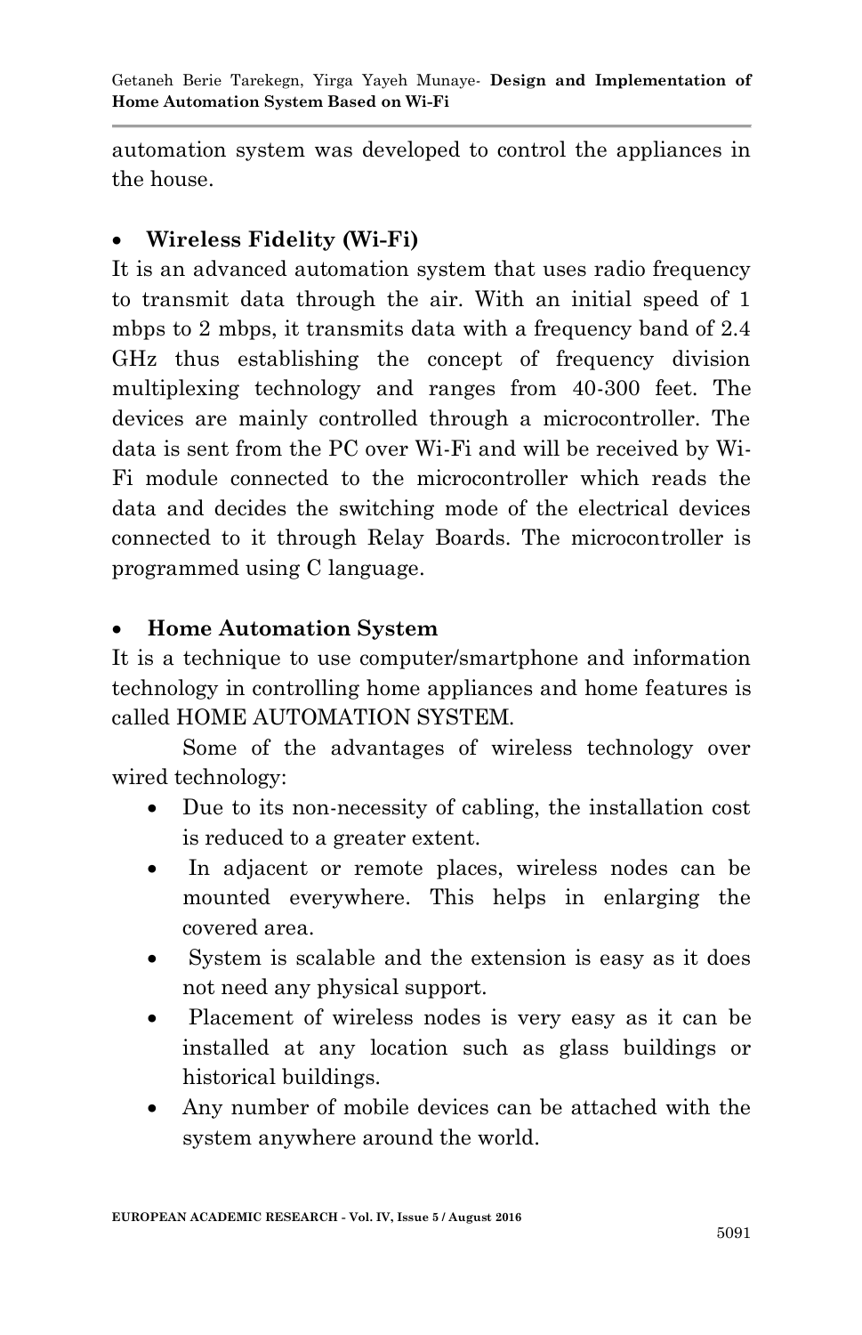automation system was developed to control the appliances in the house.

- **Wireless Fidelity (Wi-Fi)**

It is an advanced automation system that uses radio frequency to transmit data through the air. With an initial speed of 1 mbps to 2 mbps, it transmits data with a frequency band of 2.4 GHz thus establishing the concept of frequency division multiplexing technology and ranges from 40-300 feet. The devices are mainly controlled through a microcontroller. The data is sent from the PC over Wi-Fi and will be received by Wi-Fi module connected to the microcontroller which reads the data and decides the switching mode of the electrical devices connected to it through Relay Boards. The microcontroller is programmed using C language.

- **Home Automation System**

It is a technique to use computer/smartphone and information technology in controlling home appliances and home features is called HOME AUTOMATION SYSTEM.

Some of the advantages of wireless technology over wired technology:

- Due to its non-necessity of cabling, the installation cost is reduced to a greater extent.
- In adjacent or remote places, wireless nodes can be mounted everywhere. This helps in enlarging the covered area.
- System is scalable and the extension is easy as it does not need any physical support.
- Placement of wireless nodes is very easy as it can be installed at any location such as glass buildings or historical buildings.
- Any number of mobile devices can be attached with the system anywhere around the world.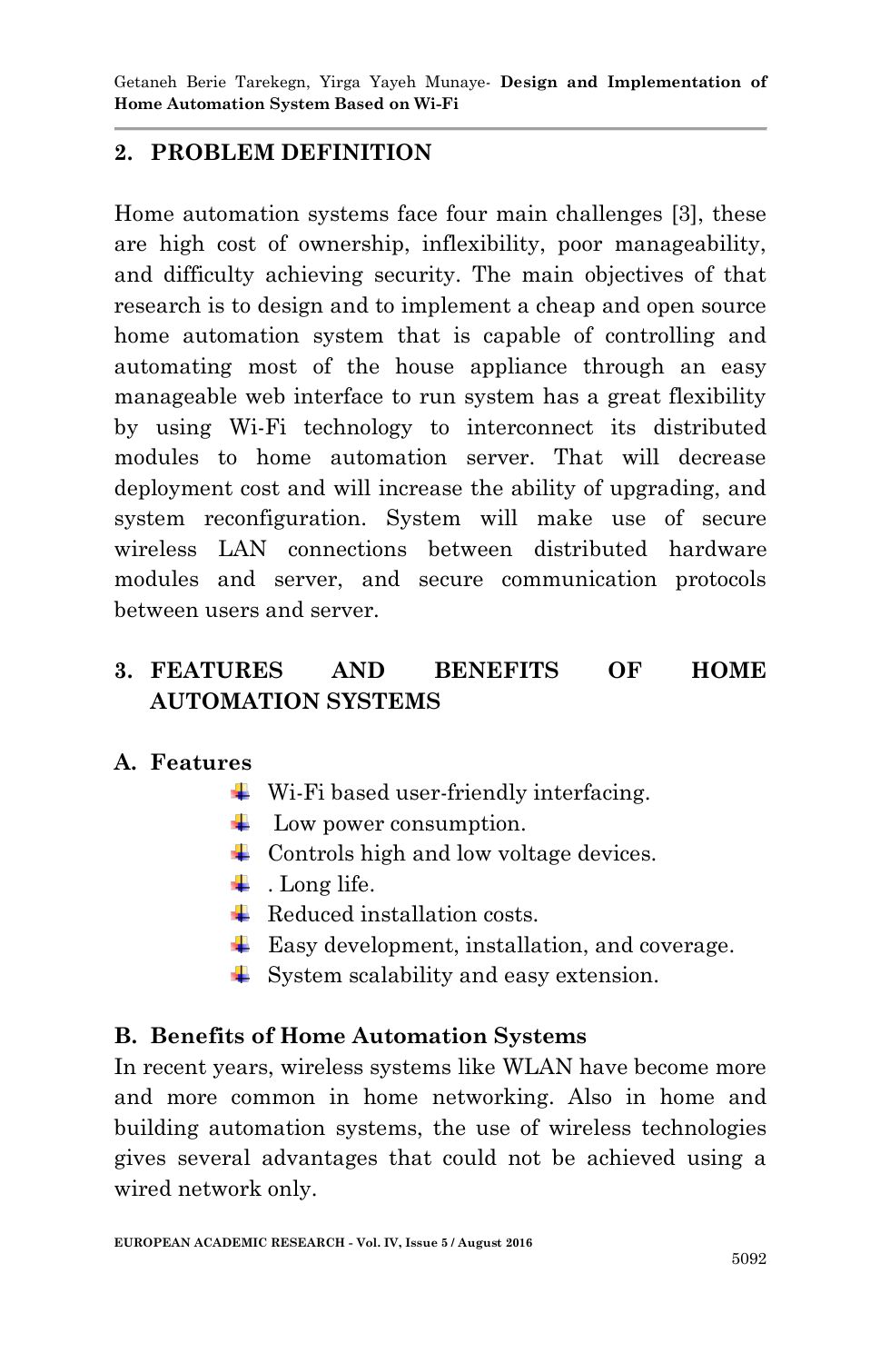## 2. PROBLEM DEFINITION

Home automation systems face four main challenges [3], these are high cost of ownership, inflexibility, poor manageability, and difficulty achieving security. The main objectives of that research is to design and to implement a cheap and open source home automation system that is capable of controlling and automating most of the house appliance through an easy manageable web interface to run system has a great flexibility by using Wi-Fi technology to interconnect its distributed modules to home automation server. That will decrease deployment cost and will increase the ability of upgrading, and system reconfiguration. System will make use of secure wireless LAN connections between distributed hardware modules and server, and secure communication protocols between users and server.

## 3. FEATURES AND BENEFITS OF HOME AUTOMATION SYSTEMS

### A. Features

- Wi-Fi based user-friendly interfacing.
- Low power consumption.
- Controls high and low voltage devices.
- . Long life.
- Reduced installation costs.
- Easy development, installation, and coverage.
- System scalability and easy extension.

### B. Benefits of Home Automation Systems

In recent years, wireless systems like WLAN have become more and more common in home networking. Also in home and building automation systems, the use of wireless technologies gives several advantages that could not be achieved using a wired network only.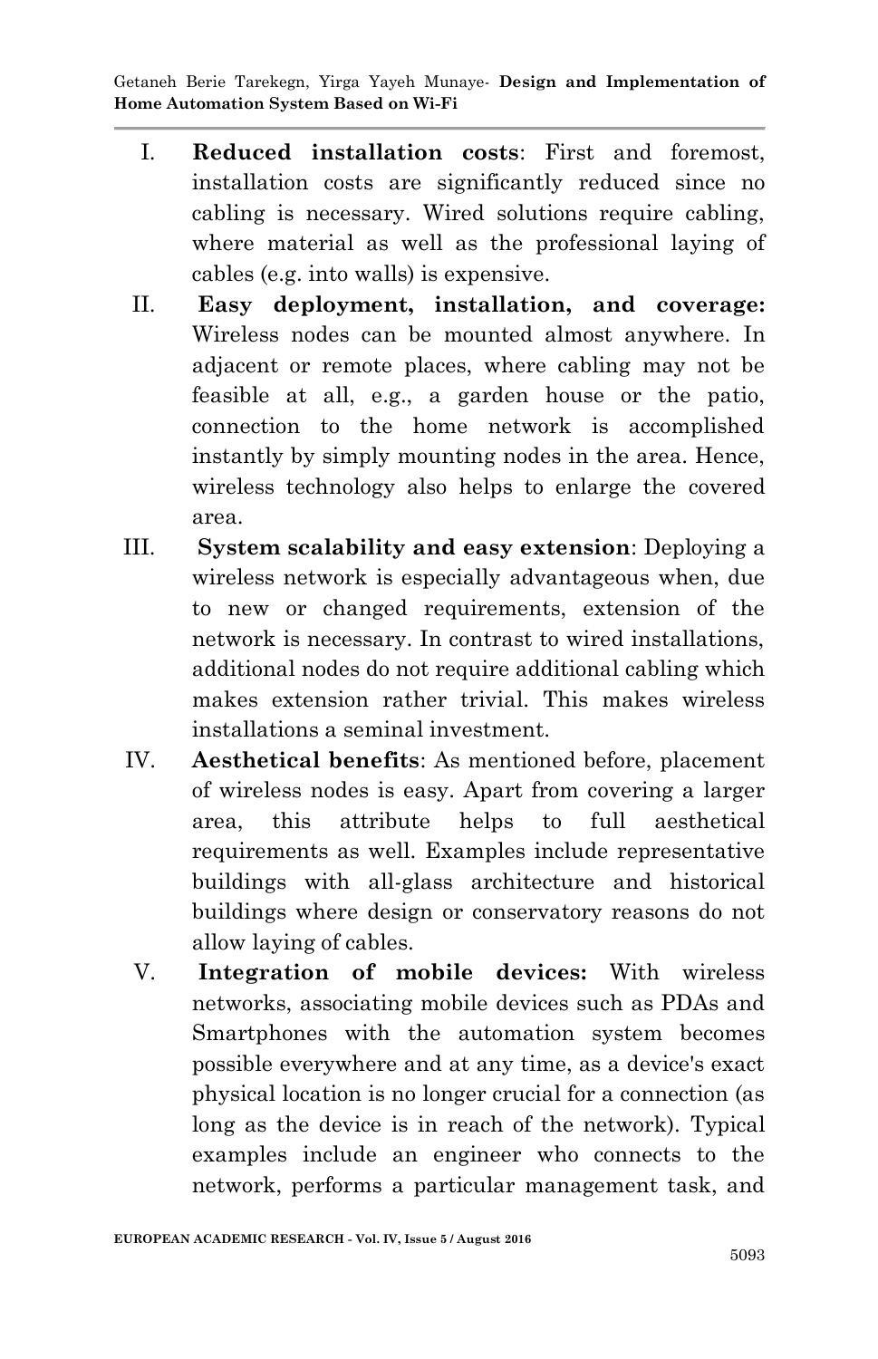I. **Reduced installation costs**: First and foremost, installation costs are significantly reduced since no cabling is necessary. Wired solutions require cabling, where material as well as the professional laying of cables (e.g. into walls) is expensive.

II. **Easy deployment, installation, and coverage:** Wireless nodes can be mounted almost anywhere. In adjacent or remote places, where cabling may not be feasible at all, e.g., a garden house or the patio, connection to the home network is accomplished instantly by simply mounting nodes in the area. Hence, wireless technology also helps to enlarge the covered area.

III. **System scalability and easy extension**: Deploying a wireless network is especially advantageous when, due to new or changed requirements, extension of the network is necessary. In contrast to wired installations, additional nodes do not require additional cabling which makes extension rather trivial. This makes wireless installations a seminal investment.

IV. **Aesthetical benefits**: As mentioned before, placement of wireless nodes is easy. Apart from covering a larger area, this attribute helps to full aesthetical requirements as well. Examples include representative buildings with all-glass architecture and historical buildings where design or conservatory reasons do not allow laying of cables.

V. **Integration of mobile devices:** With wireless networks, associating mobile devices such as PDAs and Smartphones with the automation system becomes possible everywhere and at any time, as a device's exact physical location is no longer crucial for a connection (as long as the device is in reach of the network). Typical examples include an engineer who connects to the network, performs a particular management task, and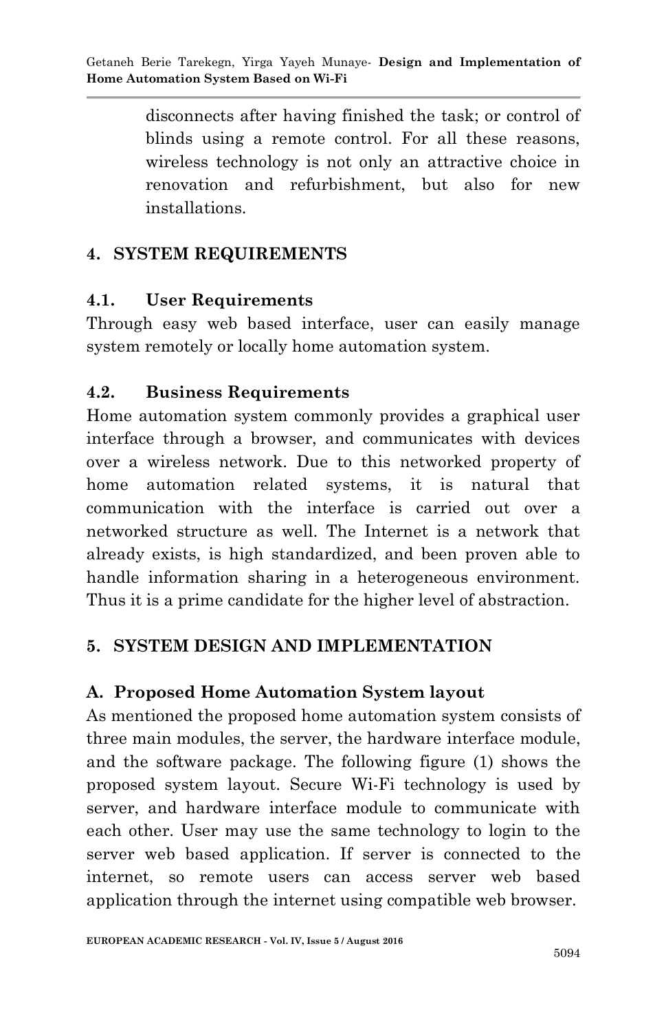disconnects after having finished the task; or control of blinds using a remote control. For all these reasons, wireless technology is not only an attractive choice in renovation and refurbishment, but also for new installations.

## 4. SYSTEM REQUIREMENTS

### 4.1. User Requirements

Through easy web based interface, user can easily manage system remotely or locally home automation system.

### 4.2. Business Requirements

Home automation system commonly provides a graphical user interface through a browser, and communicates with devices over a wireless network. Due to this networked property of home automation related systems, it is natural that communication with the interface is carried out over a networked structure as well. The Internet is a network that already exists, is high standardized, and been proven able to handle information sharing in a heterogeneous environment. Thus it is a prime candidate for the higher level of abstraction.

## 5. SYSTEM DESIGN AND IMPLEMENTATION

### A. Proposed Home Automation System layout

As mentioned the proposed home automation system consists of three main modules, the server, the hardware interface module, and the software package. The following figure (1) shows the proposed system layout. Secure Wi-Fi technology is used by server, and hardware interface module to communicate with each other. User may use the same technology to login to the server web based application. If server is connected to the internet, so remote users can access server web based application through the internet using compatible web browser.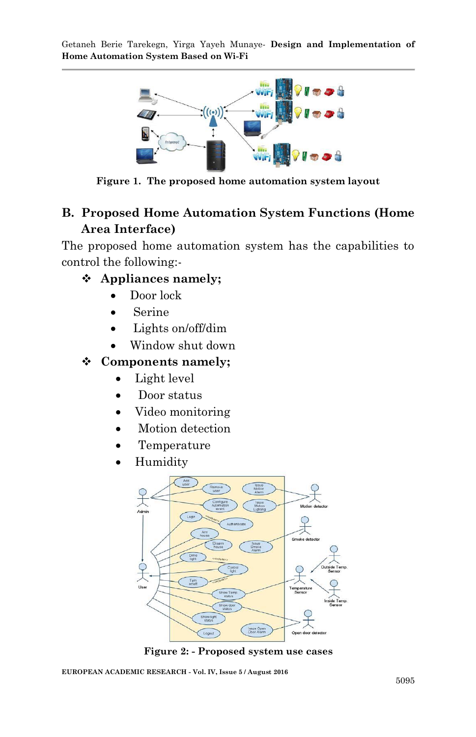Figure 1. The proposed home automation system layout

## B. Proposed Home Automation System Functions (Home Area Interface)

The proposed home automation system has the capabilities to control the following:-

- **Appliances namely;**
  - Door lock
  - Serine
  - Lights on/off/dim
  - Window shut down
- **Components namely;**
  - Light level
  - Door status
  - Video monitoring
  - Motion detection
  - Temperature
  - Humidity

Figure 2: - Proposed system use cases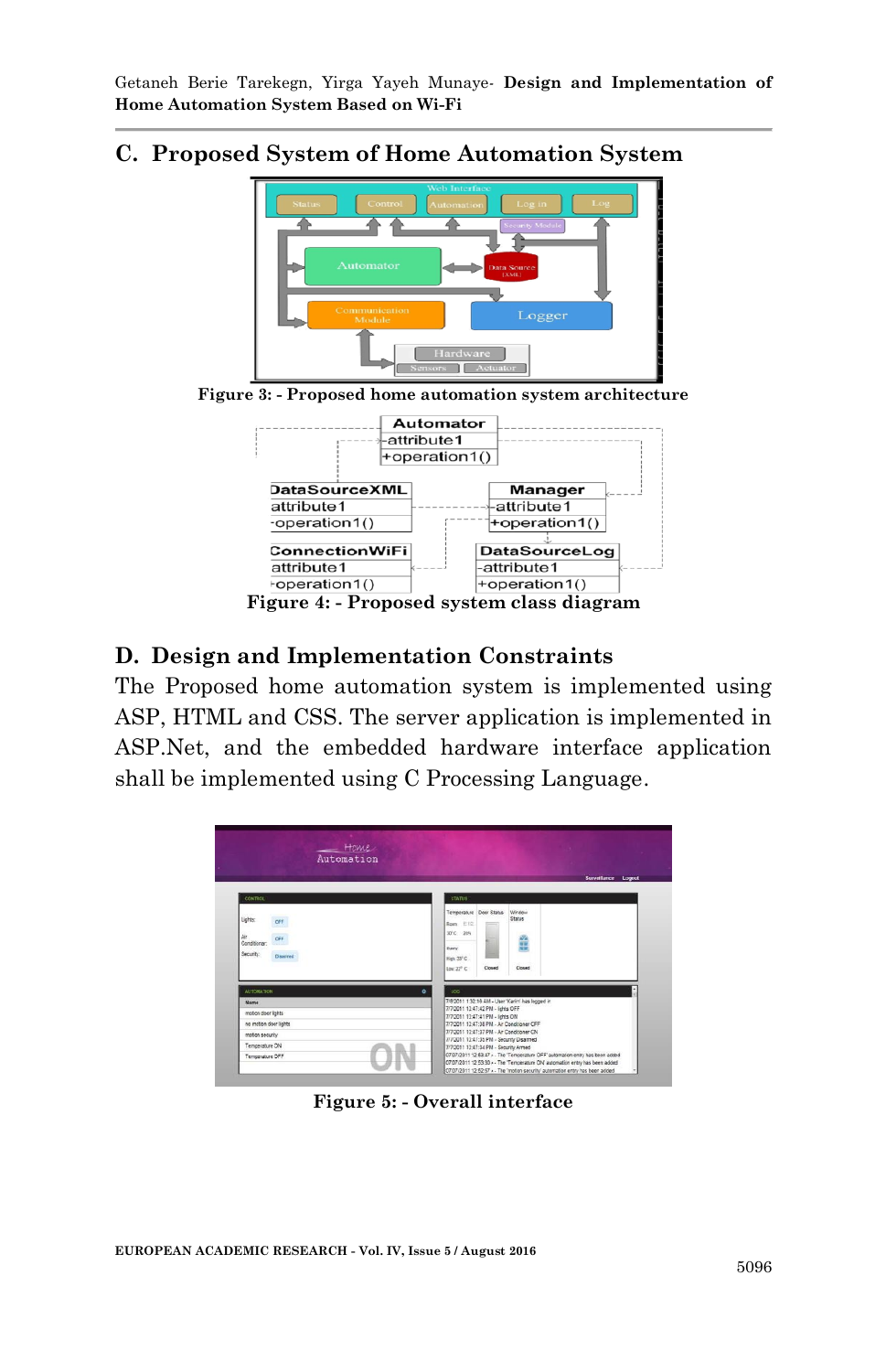## C. Proposed System of Home Automation System

Figure 3: - Proposed home automation system architecture

Figure 4: - Proposed system class diagram

## D. Design and Implementation Constraints

The Proposed home automation system is implemented using ASP, HTML and CSS. The server application is implemented in ASP.Net, and the embedded hardware interface application shall be implemented using C Processing Language.

Figure 5: - Overall interface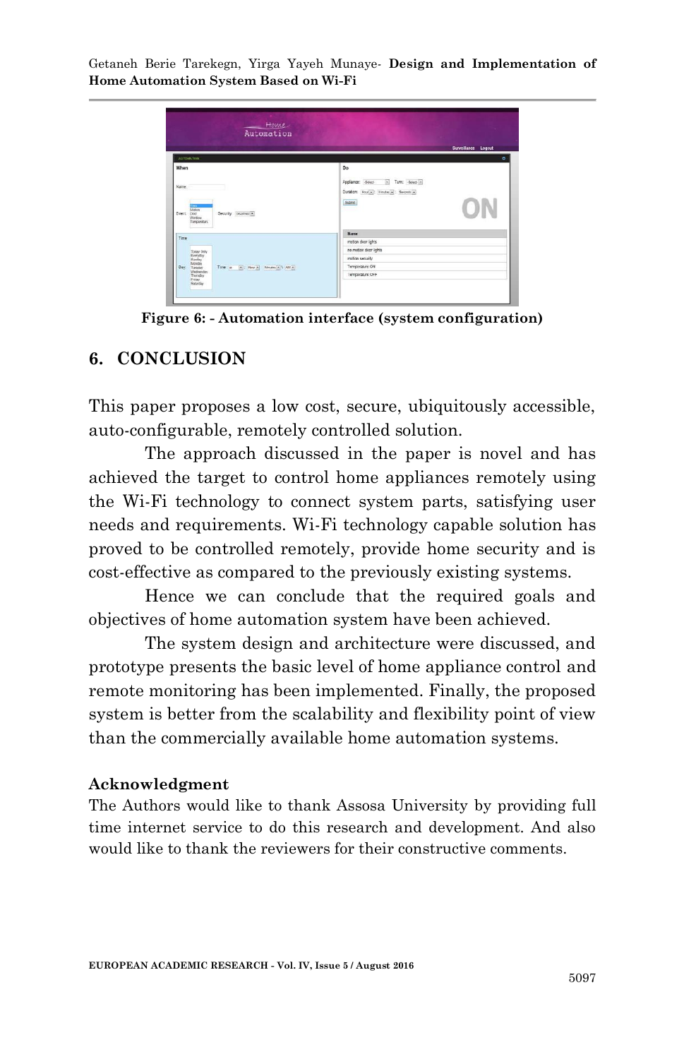Figure 6: - Automation interface (system configuration)

## 6. CONCLUSION

This paper proposes a low cost, secure, ubiquitously accessible, auto-configurable, remotely controlled solution.

The approach discussed in the paper is novel and has achieved the target to control home appliances remotely using the Wi-Fi technology to connect system parts, satisfying user needs and requirements. Wi-Fi technology capable solution has proved to be controlled remotely, provide home security and is cost-effective as compared to the previously existing systems.

Hence we can conclude that the required goals and objectives of home automation system have been achieved.

The system design and architecture were discussed, and prototype presents the basic level of home appliance control and remote monitoring has been implemented. Finally, the proposed system is better from the scalability and flexibility point of view than the commercially available home automation systems.

### Acknowledgment

The Authors would like to thank Assosa University by providing full time internet service to do this research and development. And also would like to thank the reviewers for their constructive comments.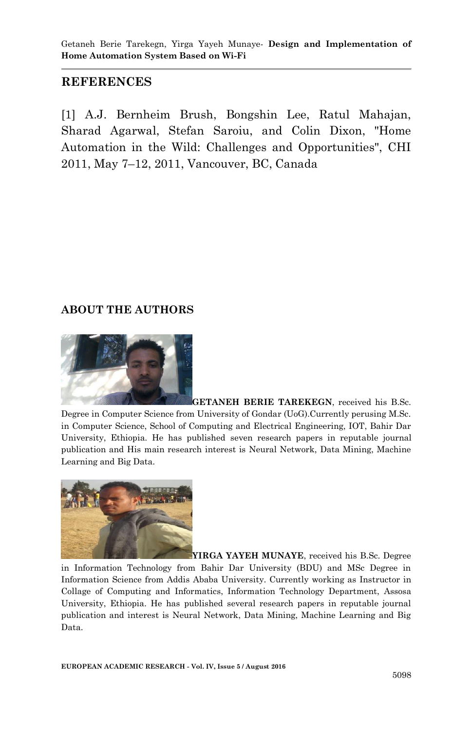## REFERENCES

[1] A.J. Bernheim Brush, Bongshin Lee, Ratul Mahajan, Sharad Agarwal, Stefan Saroiu, and Colin Dixon, "Home Automation in the Wild: Challenges and Opportunities", CHI 2011, May 7–12, 2011, Vancouver, BC, Canada

## ABOUT THE AUTHORS

**GETANEH BERIE TAREKEGN**, received his B.Sc. Degree in Computer Science from University of Gondar (UoG).Currently perusing M.Sc. in Computer Science, School of Computing and Electrical Engineering, IOT, Bahir Dar University, Ethiopia. He has published seven research papers in reputable journal publication and His main research interest is Neural Network, Data Mining, Machine Learning and Big Data.

**YIRGA YAYEH MUNAYE**, received his B.Sc. Degree in Information Technology from Bahir Dar University (BDU) and MSc Degree in Information Science from Addis Ababa University. Currently working as Instructor in Collage of Computing and Informatics, Information Technology Department, Assosa University, Ethiopia. He has published several research papers in reputable journal publication and interest is Neural Network, Data Mining, Machine Learning and Big Data.